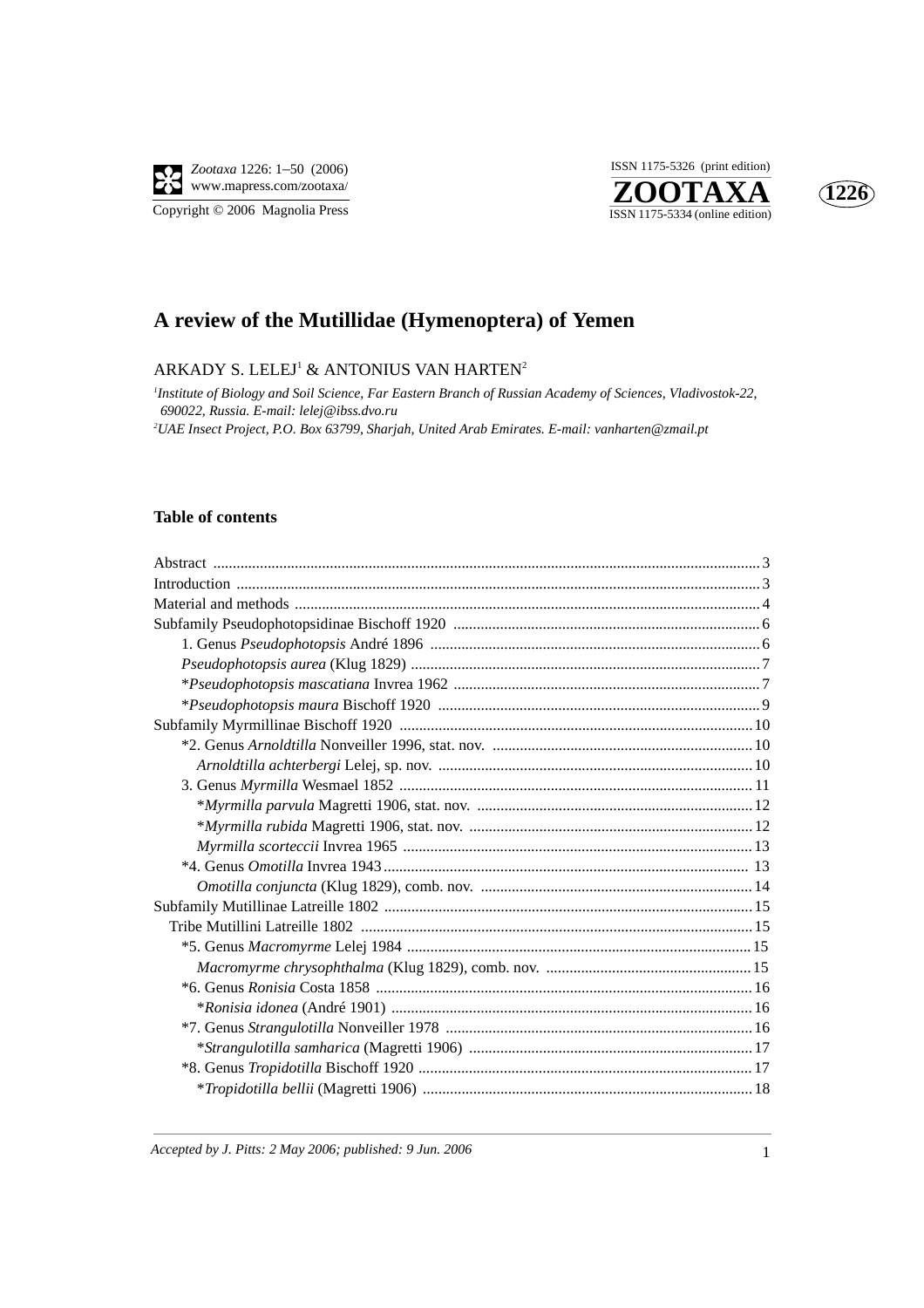# A review of the Mutillidae (Hymenoptera) of Yemen

ARKADY S. LELEJ[1] & ANTONIUS VAN HARTEN[2]

[1]*Institute of Biology and Soil Science, Far Eastern Branch of Russian Academy of Sciences, Vladivostok-22, 690022, Russia. E-mail: lelej@ibss.dvo.ru*

[2]*UAE Insect Project, P.O. Box 63799, Sharjah, United Arab Emirates. E-mail: vanharten@zmail.pt*

## Table of contents

- Abstract ... 3
- Introduction ... 3
- Material and methods ... 4
- Subfamily Pseudophotopsidinae Bischoff 1920 ... 6
  - 1. Genus *Pseudophotopsis* André 1896 ... 6
    - *Pseudophotopsis aurea* (Klug 1829) ... 7
    - \**Pseudophotopsis mascatiana* Invrea 1962 ... 7
    - \**Pseudophotopsis maura* Bischoff 1920 ... 9
- Subfamily Myrmillinae Bischoff 1920 ... 10
  - \*2. Genus *Arnoldtilla* Nonveiller 1996, stat. nov. ... 10
    - *Arnoldtilla achterbergi* Lelej, sp. nov. ... 10
  - 3. Genus *Myrmilla* Wesmael 1852 ... 11
    - \**Myrmilla parvula* Magretti 1906, stat. nov. ... 12
    - \**Myrmilla rubida* Magretti 1906, stat. nov. ... 12
    - *Myrmilla scorteccii* Invrea 1965 ... 13
  - \*4. Genus *Omotilla* Invrea 1943 ... 13
    - *Omotilla conjuncta* (Klug 1829), comb. nov. ... 14
- Subfamily Mutillinae Latreille 1802 ... 15
  - Tribe Mutillini Latreille 1802 ... 15
    - \*5. Genus *Macromyrme* Lelej 1984 ... 15
      - *Macromyrme chrysophthalma* (Klug 1829), comb. nov. ... 15
    - \*6. Genus *Ronisia* Costa 1858 ... 16
      - \**Ronisia idonea* (André 1901) ... 16
    - \*7. Genus *Strangulotilla* Nonveiller 1978 ... 16
      - \**Strangulotilla samharica* (Magretti 1906) ... 17
    - \*8. Genus *Tropidotilla* Bischoff 1920 ... 17
      - \**Tropidotilla bellii* (Magretti 1906) ... 18

*Accepted by J. Pitts: 2 May 2006; published: 9 Jun. 2006*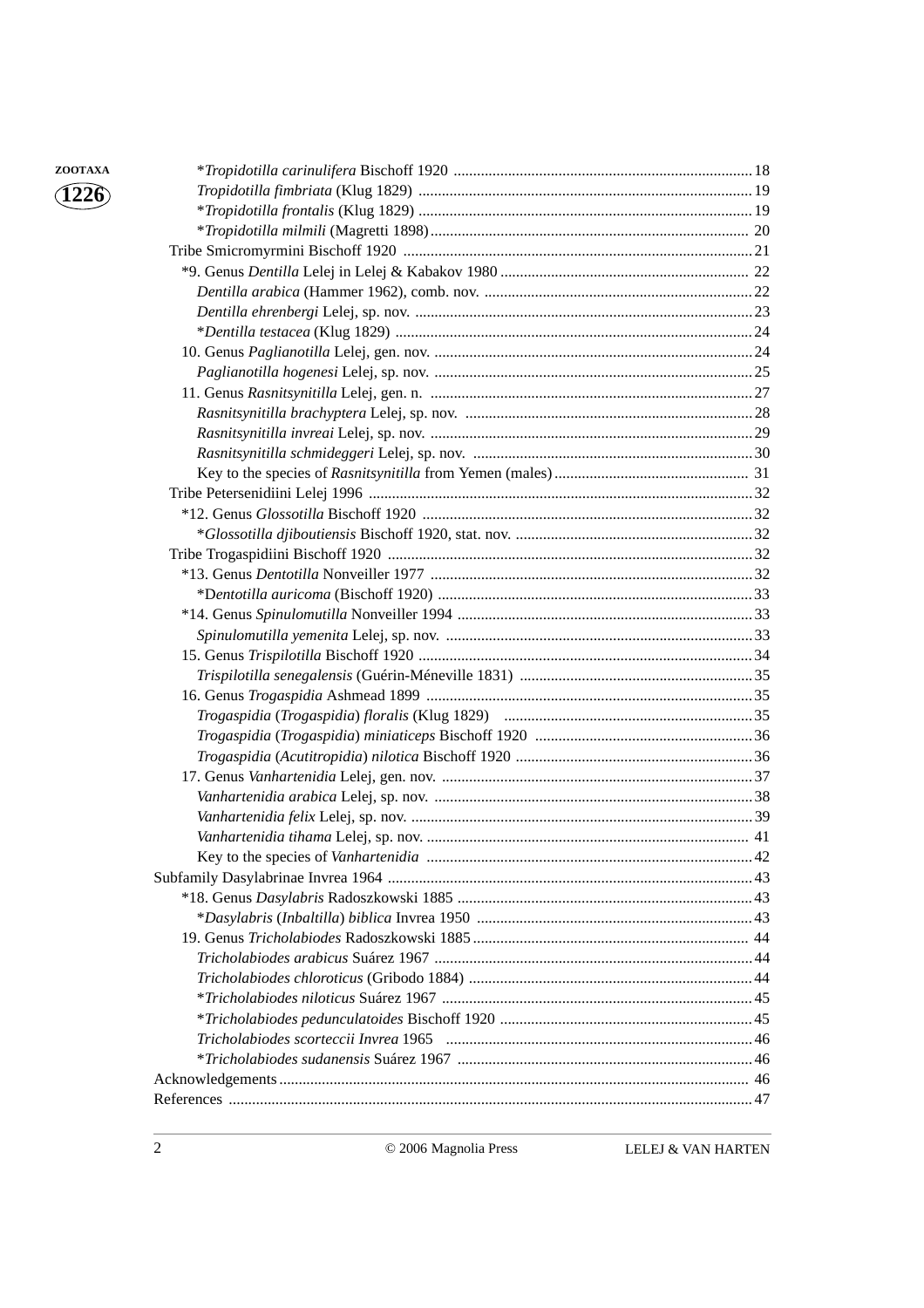*Tropidotilla carinulifera* Bischoff 1920 ............ 18
*Tropidotilla fimbriata* (Klug 1829) ............ 19
**Tropidotilla frontalis* (Klug 1829) ............ 19
**Tropidotilla milmili* (Magretti 1898) ............ 20

Tribe Smicromyrmini Bischoff 1920 ............ 21

*9. Genus *Dentilla* Lelej in Lelej & Kabakov 1980 ............ 22
*Dentilla arabica* (Hammer 1962), comb. nov. ............ 22
*Dentilla ehrenbergi* Lelej, sp. nov. ............ 23
**Dentilla testacea* (Klug 1829) ............ 24

10. Genus *Paglianotilla* Lelej, gen. nov. ............ 24
*Paglianotilla hogenesi* Lelej, sp. nov. ............ 25

11. Genus *Rasnitsynitilla* Lelej, gen. n. ............ 27
*Rasnitsynitilla brachyptera* Lelej, sp. nov. ............ 28
*Rasnitsynitilla invreai* Lelej, sp. nov. ............ 29
*Rasnitsynitilla schmideggeri* Lelej, sp. nov. ............ 30
Key to the species of *Rasnitsynitilla* from Yemen (males) ............ 31

Tribe Petersenidiini Lelej 1996 ............ 32

*12. Genus *Glossotilla* Bischoff 1920 ............ 32
**Glossotilla djiboutiensis* Bischoff 1920, stat. nov. ............ 32

Tribe Trogaspidiini Bischoff 1920 ............ 32

*13. Genus *Dentotilla* Nonveiller 1977 ............ 32
*D*entotilla auricoma* (Bischoff 1920) ............ 33

*14. Genus *Spinulomutilla* Nonveiller 1994 ............ 33
*Spinulomutilla yemenita* Lelej, sp. nov. ............ 33

15. Genus *Trispilotilla* Bischoff 1920 ............ 34
*Trispilotilla senegalensis* (Guérin-Méneville 1831) ............ 35

16. Genus *Trogaspidia* Ashmead 1899 ............ 35
*Trogaspidia* (*Trogaspidia*) *floralis* (Klug 1829) ............ 35
*Trogaspidia* (*Trogaspidia*) *miniaticeps* Bischoff 1920 ............ 36
*Trogaspidia* (*Acutitropidia*) *nilotica* Bischoff 1920 ............ 36

17. Genus *Vanhartenidia* Lelej, gen. nov. ............ 37
*Vanhartenidia arabica* Lelej, sp. nov. ............ 38
*Vanhartenidia felix* Lelej, sp. nov. ............ 39
*Vanhartenidia tihama* Lelej, sp. nov. ............ 41
Key to the species of *Vanhartenidia* ............ 42

Subfamily Dasylabrinae Invrea 1964 ............ 43

*18. Genus *Dasylabris* Radoszkowski 1885 ............ 43
**Dasylabris* (*Inbaltilla*) *biblica* Invrea 1950 ............ 43

19. Genus *Tricholabiodes* Radoszkowski 1885 ............ 44
*Tricholabiodes arabicus* Suárez 1967 ............ 44
*Tricholabiodes chloroticus* (Gribodo 1884) ............ 44
**Tricholabiodes niloticus* Suárez 1967 ............ 45
**Tricholabiodes pedunculatoides* Bischoff 1920 ............ 45
*Tricholabiodes scorteccii Invrea* 1965 ............ 46
**Tricholabiodes sudanensis* Suárez 1967 ............ 46

Acknowledgements ............ 46

References ............ 47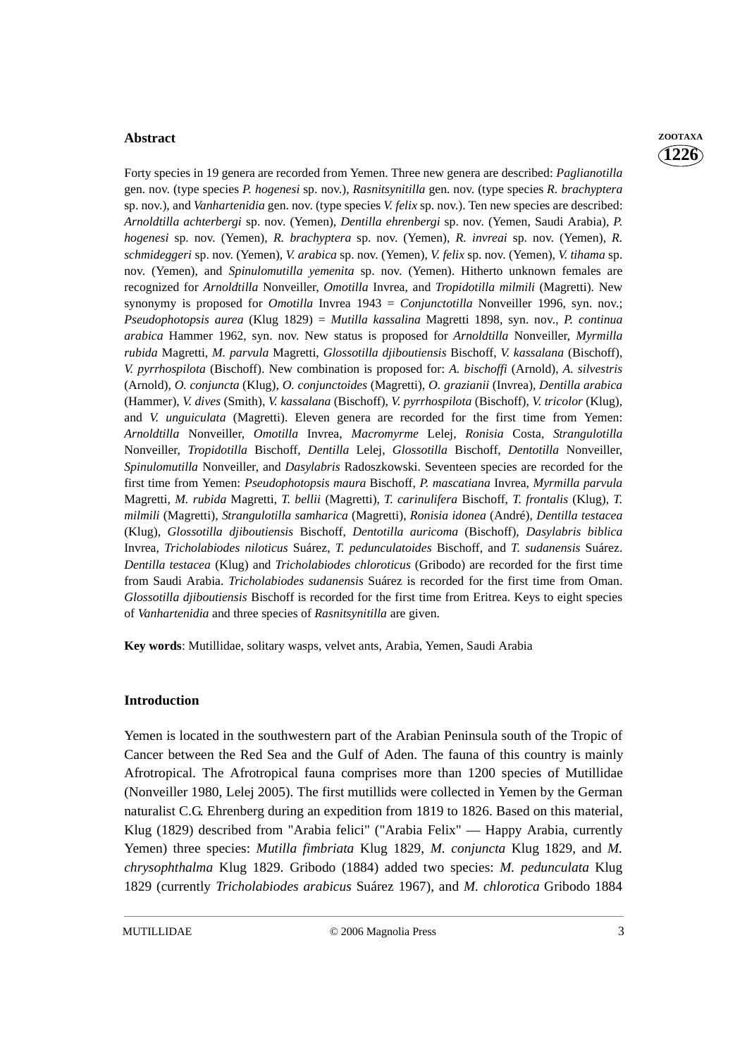## Abstract

Forty species in 19 genera are recorded from Yemen. Three new genera are described: *Paglianotilla* gen. nov. (type species *P. hogenesi* sp. nov.), *Rasnitsynitilla* gen. nov. (type species *R. brachyptera* sp. nov.), and *Vanhartenidia* gen. nov. (type species *V. felix* sp. nov.). Ten new species are described: *Arnoldtilla achterbergi* sp. nov. (Yemen), *Dentilla ehrenbergi* sp. nov. (Yemen, Saudi Arabia), *P. hogenesi* sp. nov. (Yemen), *R. brachyptera* sp. nov. (Yemen), *R. invreai* sp. nov. (Yemen), *R. schmideggeri* sp. nov. (Yemen), *V. arabica* sp. nov. (Yemen), *V. felix* sp. nov. (Yemen), *V. tihama* sp. nov. (Yemen), and *Spinulomutilla yemenita* sp. nov. (Yemen). Hitherto unknown females are recognized for *Arnoldtilla* Nonveiller, *Omotilla* Invrea, and *Tropidotilla milmili* (Magretti). New synonymy is proposed for *Omotilla* Invrea 1943 = *Conjunctotilla* Nonveiller 1996, syn. nov.; *Pseudophotopsis aurea* (Klug 1829) = *Mutilla kassalina* Magretti 1898, syn. nov., *P. continua arabica* Hammer 1962, syn. nov. New status is proposed for *Arnoldtilla* Nonveiller, *Myrmilla rubida* Magretti, *M. parvula* Magretti, *Glossotilla djiboutiensis* Bischoff, *V. kassalana* (Bischoff), *V. pyrrhospilota* (Bischoff). New combination is proposed for: *A. bischoffi* (Arnold), *A. silvestris* (Arnold), *O. conjuncta* (Klug), *O. conjunctoides* (Magretti), *O. grazianii* (Invrea), *Dentilla arabica* (Hammer), *V. dives* (Smith), *V. kassalana* (Bischoff), *V. pyrrhospilota* (Bischoff), *V. tricolor* (Klug), and *V. unguiculata* (Magretti). Eleven genera are recorded for the first time from Yemen: *Arnoldtilla* Nonveiller, *Omotilla* Invrea, *Macromyrme* Lelej, *Ronisia* Costa, *Strangulotilla* Nonveiller, *Tropidotilla* Bischoff, *Dentilla* Lelej, *Glossotilla* Bischoff, *Dentotilla* Nonveiller, *Spinulomutilla* Nonveiller, and *Dasylabris* Radoszkowski. Seventeen species are recorded for the first time from Yemen: *Pseudophotopsis maura* Bischoff, *P. mascatiana* Invrea, *Myrmilla parvula* Magretti, *M. rubida* Magretti, *T. bellii* (Magretti), *T. carinulifera* Bischoff, *T. frontalis* (Klug), *T. milmili* (Magretti), *Strangulotilla samharica* (Magretti), *Ronisia idonea* (André), *Dentilla testacea* (Klug), *Glossotilla djiboutiensis* Bischoff, *Dentotilla auricoma* (Bischoff), *Dasylabris biblica* Invrea, *Tricholabiodes niloticus* Suárez, *T. pedunculatoides* Bischoff, and *T. sudanensis* Suárez. *Dentilla testacea* (Klug) and *Tricholabiodes chloroticus* (Gribodo) are recorded for the first time from Saudi Arabia. *Tricholabiodes sudanensis* Suárez is recorded for the first time from Oman. *Glossotilla djiboutiensis* Bischoff is recorded for the first time from Eritrea. Keys to eight species of *Vanhartenidia* and three species of *Rasnitsynitilla* are given.

**Key words**: Mutillidae, solitary wasps, velvet ants, Arabia, Yemen, Saudi Arabia

## Introduction

Yemen is located in the southwestern part of the Arabian Peninsula south of the Tropic of Cancer between the Red Sea and the Gulf of Aden. The fauna of this country is mainly Afrotropical. The Afrotropical fauna comprises more than 1200 species of Mutillidae (Nonveiller 1980, Lelej 2005). The first mutillids were collected in Yemen by the German naturalist C.G. Ehrenberg during an expedition from 1819 to 1826. Based on this material, Klug (1829) described from "Arabia felici" ("Arabia Felix" — Happy Arabia, currently Yemen) three species: *Mutilla fimbriata* Klug 1829, *M. conjuncta* Klug 1829, and *M. chrysophthalma* Klug 1829. Gribodo (1884) added two species: *M. pedunculata* Klug 1829 (currently *Tricholabiodes arabicus* Suárez 1967), and *M. chlorotica* Gribodo 1884